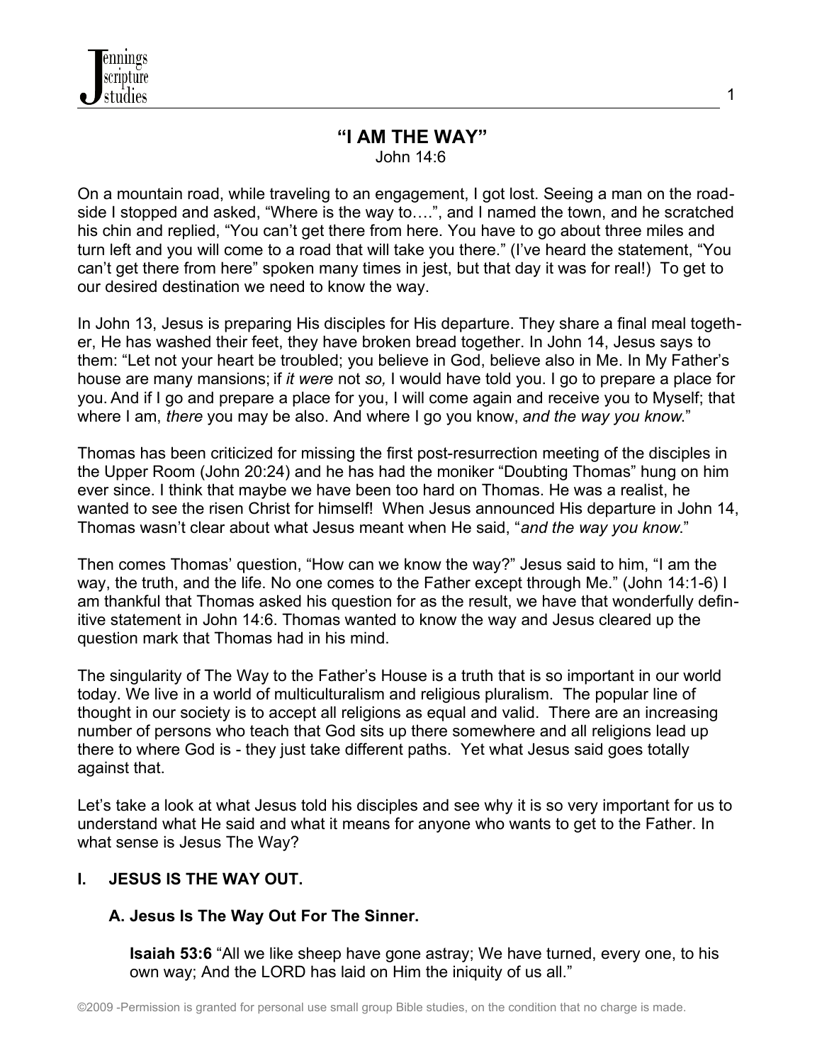# "I AM THE WAY"

John 14:6

On a mountain road, while traveling to an engagement, I got lost. Seeing a man on the roadside I stopped and asked, "Where is the way to….", and I named the town, and he scratched his chin and replied, "You can't get there from here. You have to go about three miles and turn left and you will come to a road that will take you there." (I've heard the statement, "You can't get there from here" spoken many times in jest, but that day it was for real!) To get to our desired destination we need to know the way.

In John 13, Jesus is preparing His disciples for His departure. They share a final meal together, He has washed their feet, they have broken bread together. In John 14, Jesus says to them: "Let not your heart be troubled; you believe in God, believe also in Me. In My Father's house are many mansions; if *it were* not *so,* I would have told you. I go to prepare a place for you. And if I go and prepare a place for you, I will come again and receive you to Myself; that where I am, *there* you may be also. And where I go you know, *and the way you know*."

Thomas has been criticized for missing the first post-resurrection meeting of the disciples in the Upper Room (John 20:24) and he has had the moniker "Doubting Thomas" hung on him ever since. I think that maybe we have been too hard on Thomas. He was a realist, he wanted to see the risen Christ for himself! When Jesus announced His departure in John 14, Thomas wasn't clear about what Jesus meant when He said, "*and the way you know*."

Then comes Thomas' question, "How can we know the way?" Jesus said to him, "I am the way, the truth, and the life. No one comes to the Father except through Me." (John 14:1-6) I am thankful that Thomas asked his question for as the result, we have that wonderfully definitive statement in John 14:6. Thomas wanted to know the way and Jesus cleared up the question mark that Thomas had in his mind.

The singularity of The Way to the Father's House is a truth that is so important in our world today. We live in a world of multiculturalism and religious pluralism. The popular line of thought in our society is to accept all religions as equal and valid. There are an increasing number of persons who teach that God sits up there somewhere and all religions lead up there to where God is - they just take different paths. Yet what Jesus said goes totally against that.

Let's take a look at what Jesus told his disciples and see why it is so very important for us to understand what He said and what it means for anyone who wants to get to the Father. In what sense is Jesus The Way?

## I. JESUS IS THE WAY OUT.

### A. Jesus Is The Way Out For The Sinner.

**Isaiah 53:6** "All we like sheep have gone astray; We have turned, every one, to his own way; And the LORD has laid on Him the iniquity of us all."

©2009 -Permission is granted for personal use small group Bible studies, on the condition that no charge is made.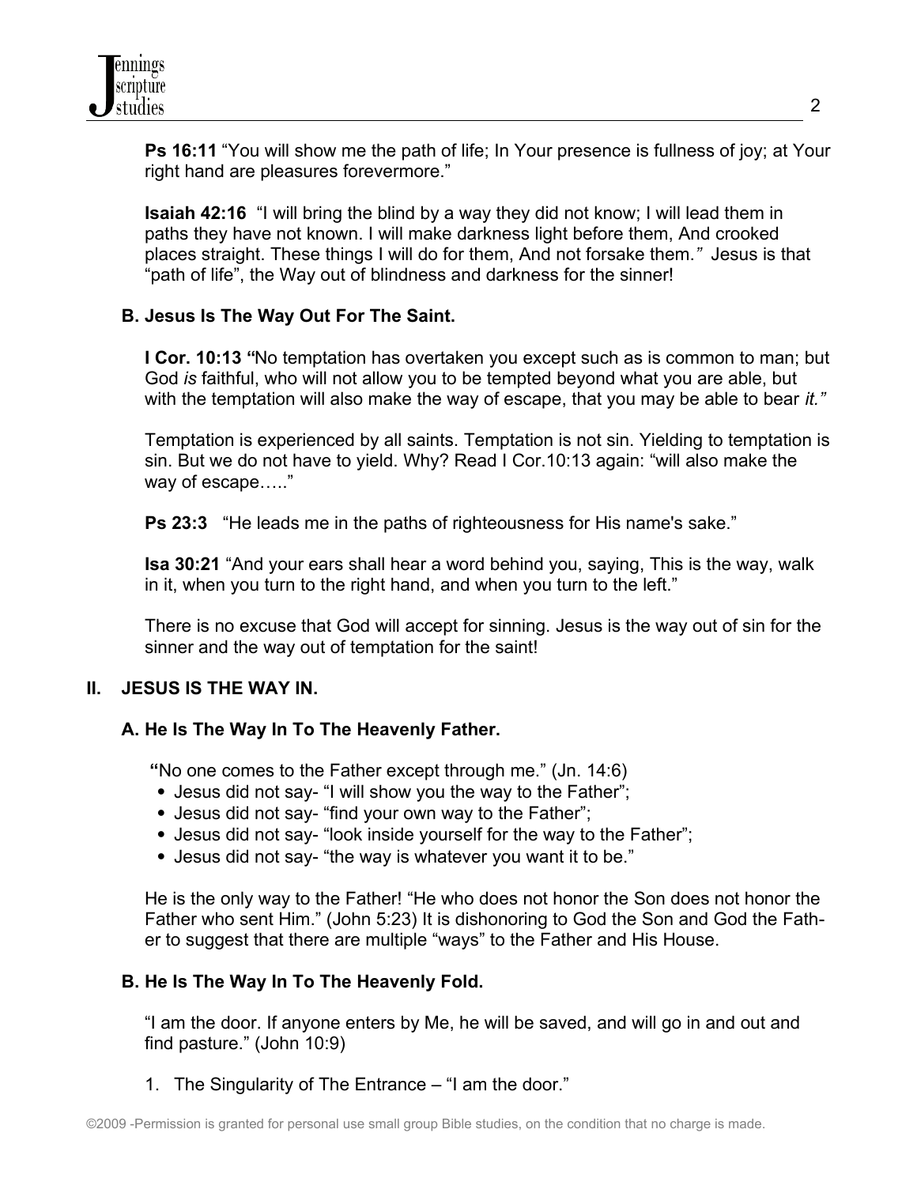**Ps 16:11** "You will show me the path of life; In Your presence is fullness of joy; at Your right hand are pleasures forevermore."

**Isaiah 42:16** "I will bring the blind by a way they did not know; I will lead them in paths they have not known. I will make darkness light before them, And crooked places straight. These things I will do for them, And not forsake them.*"* Jesus is that "path of life", the Way out of blindness and darkness for the sinner!

### B. Jesus Is The Way Out For The Saint.

**I Cor. 10:13 "**No temptation has overtaken you except such as is common to man; but God *is* faithful, who will not allow you to be tempted beyond what you are able, but with the temptation will also make the way of escape, that you may be able to bear *it."*

Temptation is experienced by all saints. Temptation is not sin. Yielding to temptation is sin. But we do not have to yield. Why? Read I Cor.10:13 again: "will also make the way of escape….."

**Ps 23:3** "He leads me in the paths of righteousness for His name's sake."

**Isa 30:21** "And your ears shall hear a word behind you, saying, This is the way, walk in it, when you turn to the right hand, and when you turn to the left."

There is no excuse that God will accept for sinning. Jesus is the way out of sin for the sinner and the way out of temptation for the saint!

## II. JESUS IS THE WAY IN.

### A. He Is The Way In To The Heavenly Father.

**"**No one comes to the Father except through me." (Jn. 14:6)

- Jesus did not say- "I will show you the way to the Father";
- Jesus did not say- "find your own way to the Father";
- Jesus did not say- "look inside yourself for the way to the Father";
- Jesus did not say- "the way is whatever you want it to be."

He is the only way to the Father! "He who does not honor the Son does not honor the Father who sent Him." (John 5:23) It is dishonoring to God the Son and God the Father to suggest that there are multiple "ways" to the Father and His House.

### B. He Is The Way In To The Heavenly Fold.

"I am the door. If anyone enters by Me, he will be saved, and will go in and out and find pasture." (John 10:9)

1. The Singularity of The Entrance – "I am the door."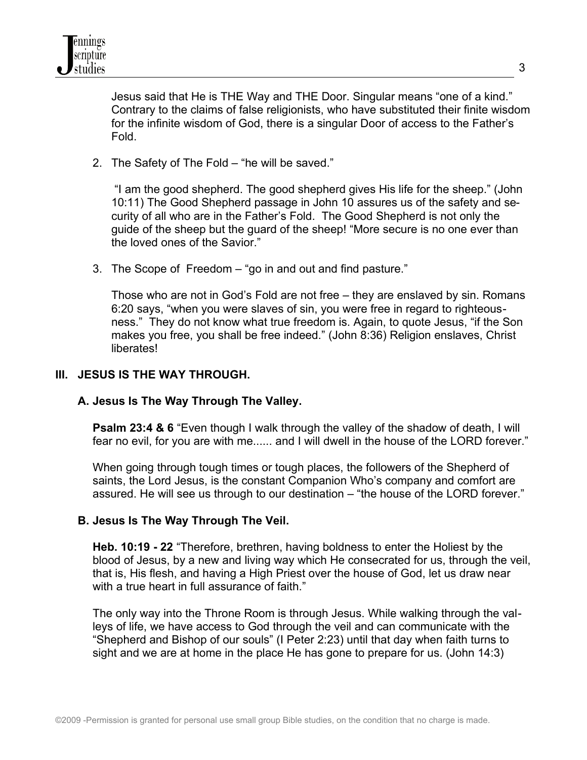Jesus said that He is THE Way and THE Door. Singular means "one of a kind." Contrary to the claims of false religionists, who have substituted their finite wisdom for the infinite wisdom of God, there is a singular Door of access to the Father's Fold.

2. The Safety of The Fold – "he will be saved."

   "I am the good shepherd. The good shepherd gives His life for the sheep." (John 10:11) The Good Shepherd passage in John 10 assures us of the safety and security of all who are in the Father's Fold. The Good Shepherd is not only the guide of the sheep but the guard of the sheep! "More secure is no one ever than the loved ones of the Savior."

3. The Scope of Freedom – "go in and out and find pasture."

   Those who are not in God's Fold are not free – they are enslaved by sin. Romans 6:20 says, "when you were slaves of sin, you were free in regard to righteousness." They do not know what true freedom is. Again, to quote Jesus, "if the Son makes you free, you shall be free indeed." (John 8:36) Religion enslaves, Christ liberates!

## III. JESUS IS THE WAY THROUGH.

### A. Jesus Is The Way Through The Valley.

**Psalm 23:4 & 6** "Even though I walk through the valley of the shadow of death, I will fear no evil, for you are with me...... and I will dwell in the house of the LORD forever."

When going through tough times or tough places, the followers of the Shepherd of saints, the Lord Jesus, is the constant Companion Who's company and comfort are assured. He will see us through to our destination – "the house of the LORD forever."

### B. Jesus Is The Way Through The Veil.

**Heb. 10:19 - 22** "Therefore, brethren, having boldness to enter the Holiest by the blood of Jesus, by a new and living way which He consecrated for us, through the veil, that is, His flesh, and having a High Priest over the house of God, let us draw near with a true heart in full assurance of faith."

The only way into the Throne Room is through Jesus. While walking through the valleys of life, we have access to God through the veil and can communicate with the "Shepherd and Bishop of our souls" (I Peter 2:23) until that day when faith turns to sight and we are at home in the place He has gone to prepare for us. (John 14:3)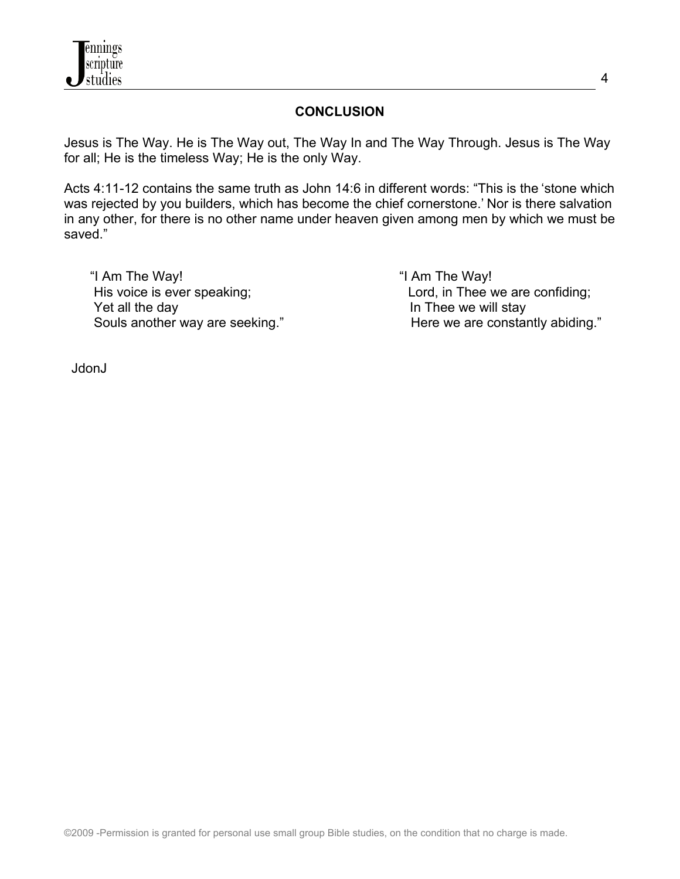## CONCLUSION

Jesus is The Way. He is The Way out, The Way In and The Way Through. Jesus is The Way for all; He is the timeless Way; He is the only Way.

Acts 4:11-12 contains the same truth as John 14:6 in different words: "This is the 'stone which was rejected by you builders, which has become the chief cornerstone.' Nor is there salvation in any other, for there is no other name under heaven given among men by which we must be saved."

"I Am The Way!
His voice is ever speaking;
Yet all the day
Souls another way are seeking."

"I Am The Way!
Lord, in Thee we are confiding;
In Thee we will stay
Here we are constantly abiding."

JdonJ

©2009 -Permission is granted for personal use small group Bible studies, on the condition that no charge is made.